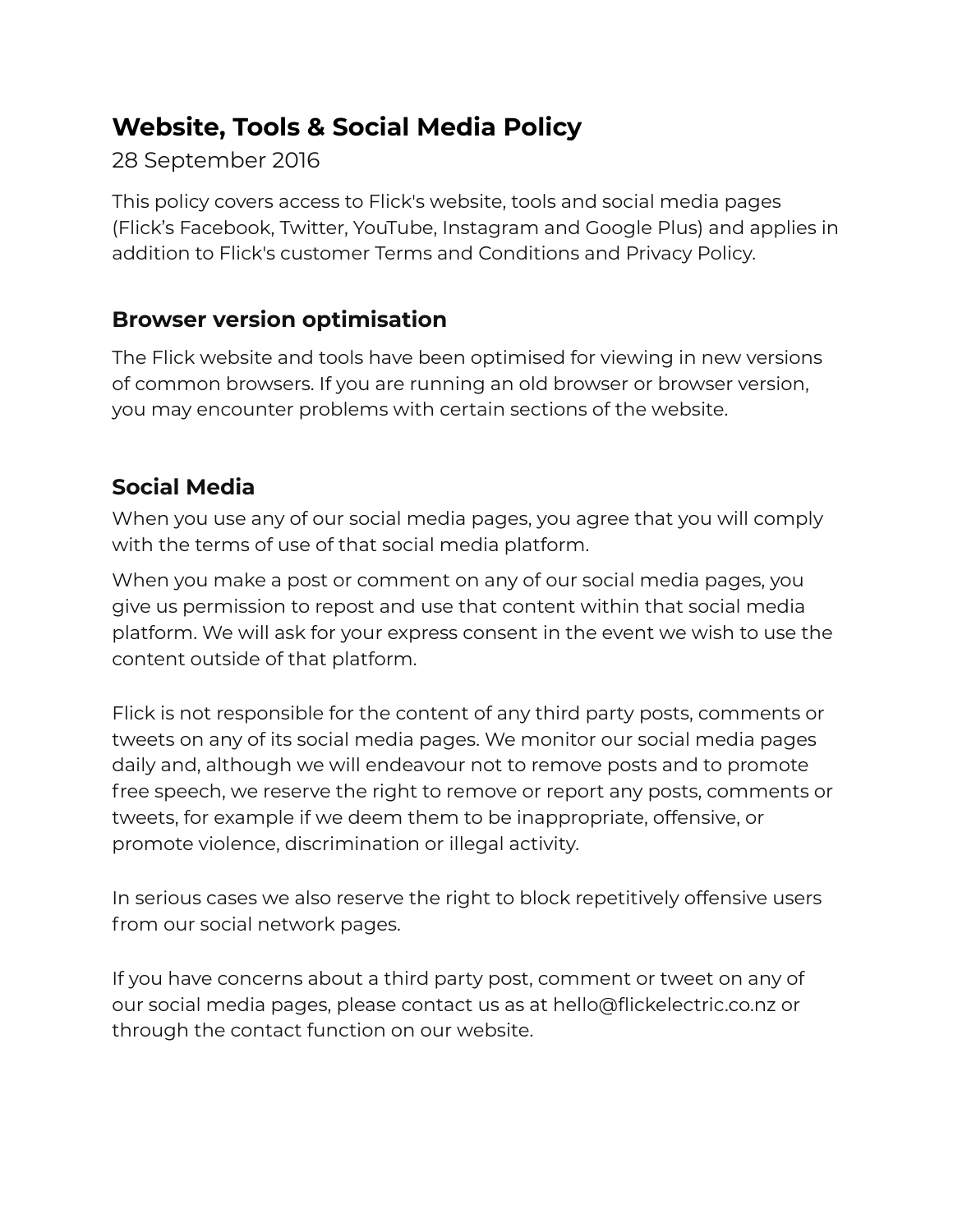# Website, Tools & Social Media Policy

28 September 2016

This policy covers access to Flick's website, tools and social media pages (Flick's Facebook, Twitter, YouTube, Instagram and Google Plus) and applies in addition to Flick's customer Terms and Conditions and Privacy Policy.

## Browser version optimisation

The Flick website and tools have been optimised for viewing in new versions of common browsers. If you are running an old browser or browser version, you may encounter problems with certain sections of the website.

## Social Media

When you use any of our social media pages, you agree that you will comply with the terms of use of that social media platform.

When you make a post or comment on any of our social media pages, you give us permission to repost and use that content within that social media platform. We will ask for your express consent in the event we wish to use the content outside of that platform.

Flick is not responsible for the content of any third party posts, comments or tweets on any of its social media pages. We monitor our social media pages daily and, although we will endeavour not to remove posts and to promote free speech, we reserve the right to remove or report any posts, comments or tweets, for example if we deem them to be inappropriate, offensive, or promote violence, discrimination or illegal activity.

In serious cases we also reserve the right to block repetitively offensive users from our social network pages.

If you have concerns about a third party post, comment or tweet on any of our social media pages, please contact us as at hello@flickelectric.co.nz or through the contact function on our website.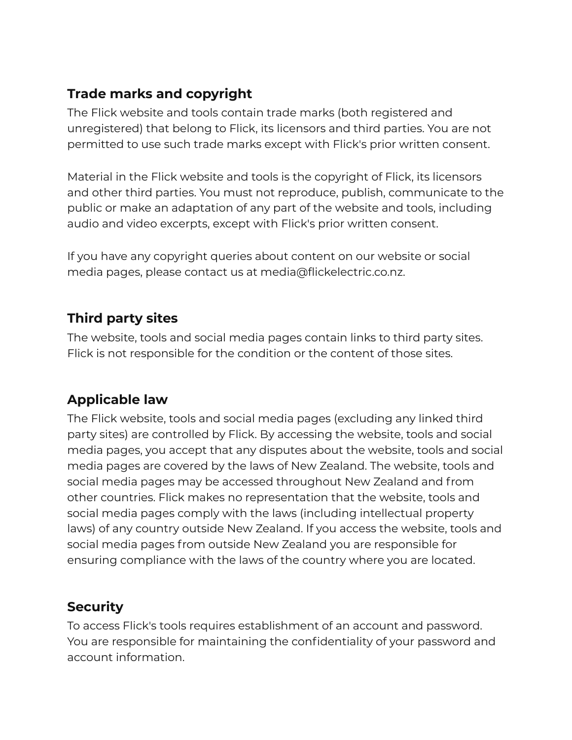## Trade marks and copyright

The Flick website and tools contain trade marks (both registered and unregistered) that belong to Flick, its licensors and third parties. You are not permitted to use such trade marks except with Flick's prior written consent.

Material in the Flick website and tools is the copyright of Flick, its licensors and other third parties. You must not reproduce, publish, communicate to the public or make an adaptation of any part of the website and tools, including audio and video excerpts, except with Flick's prior written consent.

If you have any copyright queries about content on our website or social media pages, please contact us at media@flickelectric.co.nz.

## Third party sites

The website, tools and social media pages contain links to third party sites. Flick is not responsible for the condition or the content of those sites.

## Applicable law

The Flick website, tools and social media pages (excluding any linked third party sites) are controlled by Flick. By accessing the website, tools and social media pages, you accept that any disputes about the website, tools and social media pages are covered by the laws of New Zealand. The website, tools and social media pages may be accessed throughout New Zealand and from other countries. Flick makes no representation that the website, tools and social media pages comply with the laws (including intellectual property laws) of any country outside New Zealand. If you access the website, tools and social media pages from outside New Zealand you are responsible for ensuring compliance with the laws of the country where you are located.

## Security

To access Flick's tools requires establishment of an account and password. You are responsible for maintaining the confidentiality of your password and account information.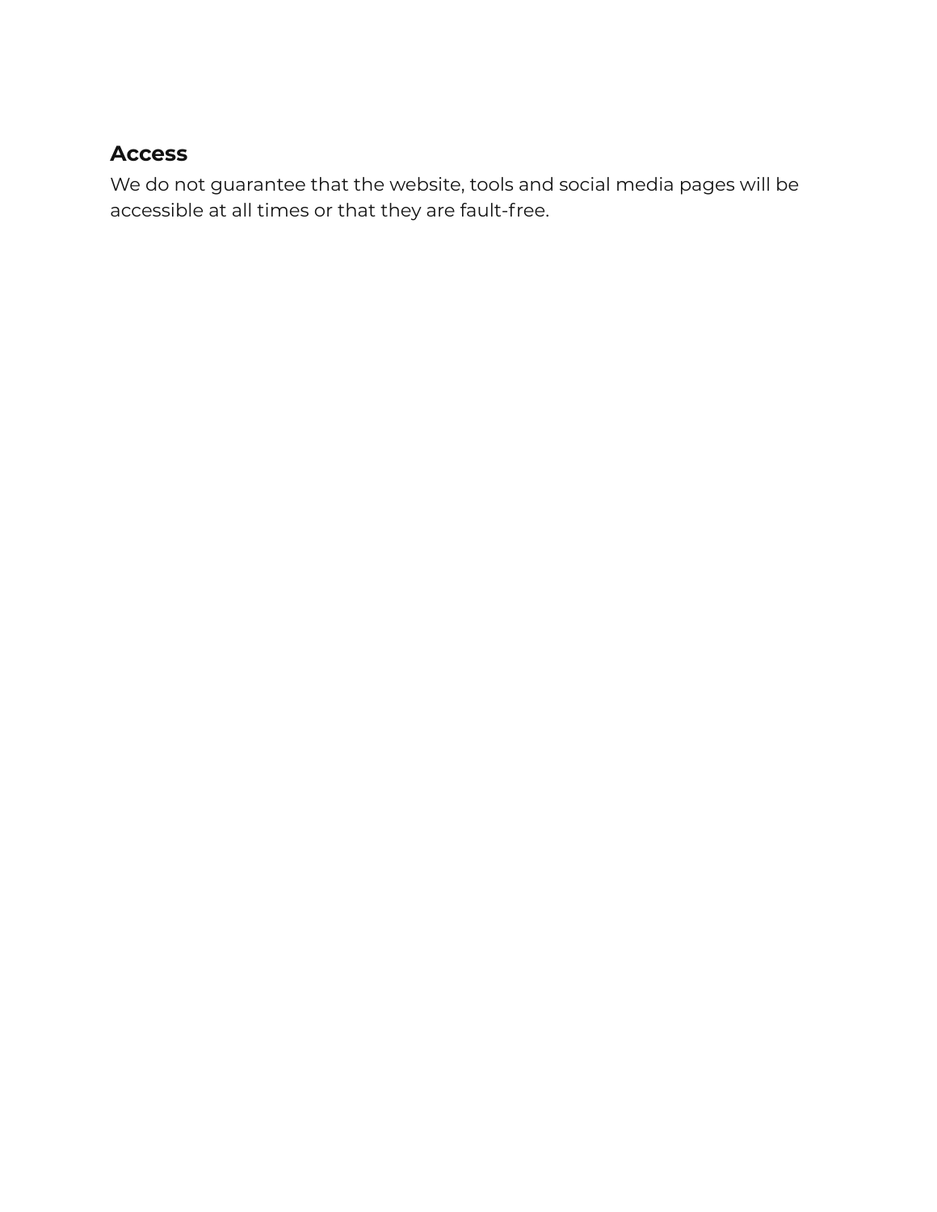## Access

We do not guarantee that the website, tools and social media pages will be accessible at all times or that they are fault-free.